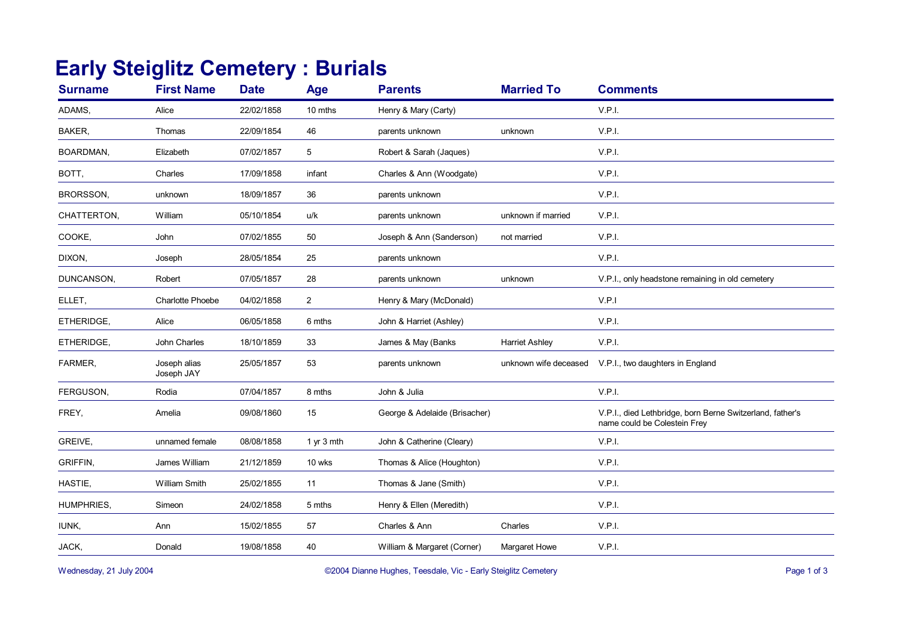# Early Steiglitz Cemetery : Burials

| Surname | First Name | Date | Age | Parents | Married To | Comments |
|---|---|---|---|---|---|---|
| ADAMS, | Alice | 22/02/1858 | 10 mths | Henry & Mary (Carty) | | V.P.I. |
| BAKER, | Thomas | 22/09/1854 | 46 | parents unknown | unknown | V.P.I. |
| BOARDMAN, | Elizabeth | 07/02/1857 | 5 | Robert & Sarah (Jaques) | | V.P.I. |
| BOTT, | Charles | 17/09/1858 | infant | Charles & Ann (Woodgate) | | V.P.I. |
| BRORSSON, | unknown | 18/09/1857 | 36 | parents unknown | | V.P.I. |
| CHATTERTON, | William | 05/10/1854 | u/k | parents unknown | unknown if married | V.P.I. |
| COOKE, | John | 07/02/1855 | 50 | Joseph & Ann (Sanderson) | not married | V.P.I. |
| DIXON, | Joseph | 28/05/1854 | 25 | parents unknown | | V.P.I. |
| DUNCANSON, | Robert | 07/05/1857 | 28 | parents unknown | unknown | V.P.I., only headstone remaining in old cemetery |
| ELLET, | Charlotte Phoebe | 04/02/1858 | 2 | Henry & Mary (McDonald) | | V.P.I |
| ETHERIDGE, | Alice | 06/05/1858 | 6 mths | John & Harriet (Ashley) | | V.P.I. |
| ETHERIDGE, | John Charles | 18/10/1859 | 33 | James & May (Banks | Harriet Ashley | V.P.I. |
| FARMER, | Joseph alias Joseph JAY | 25/05/1857 | 53 | parents unknown | unknown wife deceased | V.P.I., two daughters in England |
| FERGUSON, | Rodia | 07/04/1857 | 8 mths | John & Julia | | V.P.I. |
| FREY, | Amelia | 09/08/1860 | 15 | George & Adelaide (Brisacher) | | V.P.I., died Lethbridge, born Berne Switzerland, father's name could be Colestein Frey |
| GREIVE, | unnamed female | 08/08/1858 | 1 yr 3 mth | John & Catherine (Cleary) | | V.P.I. |
| GRIFFIN, | James William | 21/12/1859 | 10 wks | Thomas & Alice (Houghton) | | V.P.I. |
| HASTIE, | William Smith | 25/02/1855 | 11 | Thomas & Jane (Smith) | | V.P.I. |
| HUMPHRIES, | Simeon | 24/02/1858 | 5 mths | Henry & Ellen (Meredith) | | V.P.I. |
| IUNK, | Ann | 15/02/1855 | 57 | Charles & Ann | Charles | V.P.I. |
| JACK, | Donald | 19/08/1858 | 40 | William & Margaret (Corner) | Margaret Howe | V.P.I. |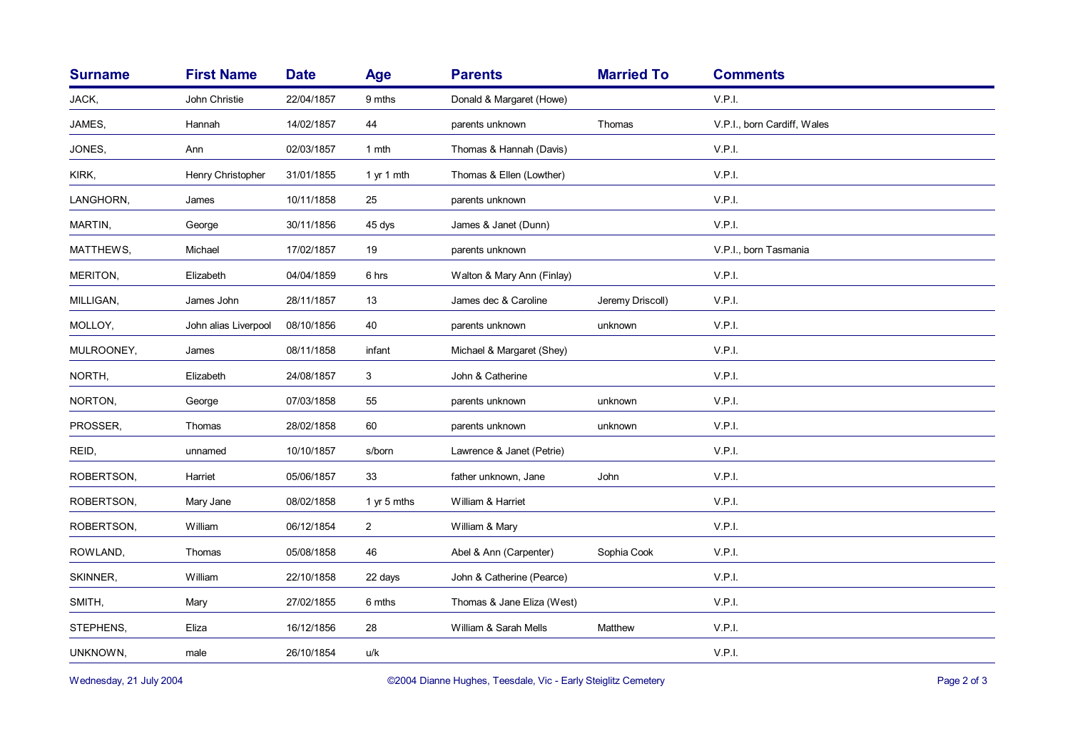| Surname | First Name | Date | Age | Parents | Married To | Comments |
|---|---|---|---|---|---|---|
| JACK, | John Christie | 22/04/1857 | 9 mths | Donald & Margaret (Howe) | | V.P.I. |
| JAMES, | Hannah | 14/02/1857 | 44 | parents unknown | Thomas | V.P.I., born Cardiff, Wales |
| JONES, | Ann | 02/03/1857 | 1 mth | Thomas & Hannah (Davis) | | V.P.I. |
| KIRK, | Henry Christopher | 31/01/1855 | 1 yr 1 mth | Thomas & Ellen (Lowther) | | V.P.I. |
| LANGHORN, | James | 10/11/1858 | 25 | parents unknown | | V.P.I. |
| MARTIN, | George | 30/11/1856 | 45 dys | James & Janet (Dunn) | | V.P.I. |
| MATTHEWS, | Michael | 17/02/1857 | 19 | parents unknown | | V.P.I., born Tasmania |
| MERITON, | Elizabeth | 04/04/1859 | 6 hrs | Walton & Mary Ann (Finlay) | | V.P.I. |
| MILLIGAN, | James John | 28/11/1857 | 13 | James dec & Caroline | Jeremy Driscoll) | V.P.I. |
| MOLLOY, | John alias Liverpool | 08/10/1856 | 40 | parents unknown | unknown | V.P.I. |
| MULROONEY, | James | 08/11/1858 | infant | Michael & Margaret (Shey) | | V.P.I. |
| NORTH, | Elizabeth | 24/08/1857 | 3 | John & Catherine | | V.P.I. |
| NORTON, | George | 07/03/1858 | 55 | parents unknown | unknown | V.P.I. |
| PROSSER, | Thomas | 28/02/1858 | 60 | parents unknown | unknown | V.P.I. |
| REID, | unnamed | 10/10/1857 | s/born | Lawrence & Janet (Petrie) | | V.P.I. |
| ROBERTSON, | Harriet | 05/06/1857 | 33 | father unknown, Jane | John | V.P.I. |
| ROBERTSON, | Mary Jane | 08/02/1858 | 1 yr 5 mths | William & Harriet | | V.P.I. |
| ROBERTSON, | William | 06/12/1854 | 2 | William & Mary | | V.P.I. |
| ROWLAND, | Thomas | 05/08/1858 | 46 | Abel & Ann (Carpenter) | Sophia Cook | V.P.I. |
| SKINNER, | William | 22/10/1858 | 22 days | John & Catherine (Pearce) | | V.P.I. |
| SMITH, | Mary | 27/02/1855 | 6 mths | Thomas & Jane Eliza (West) | | V.P.I. |
| STEPHENS, | Eliza | 16/12/1856 | 28 | William & Sarah Mells | Matthew | V.P.I. |
| UNKNOWN, | male | 26/10/1854 | u/k | | | V.P.I. |

Wednesday, 21 July 2004 ©2004 Dianne Hughes, Teesdale, Vic - Early Steiglitz Cemetery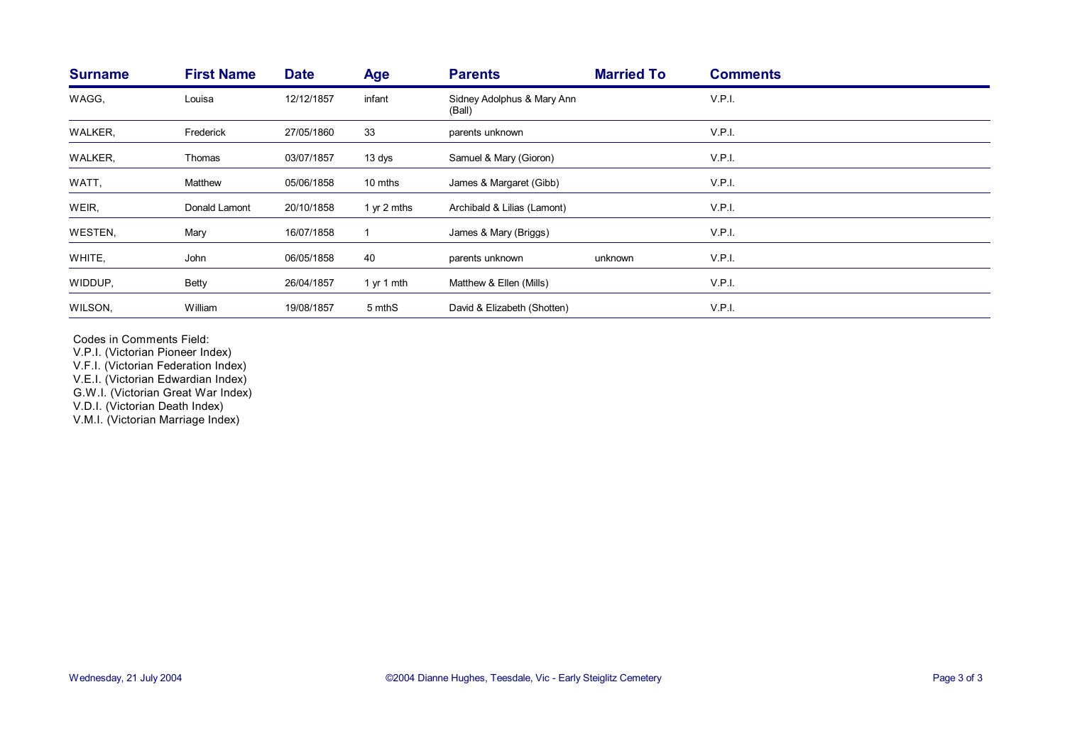| Surname | First Name | Date | Age | Parents | Married To | Comments |
|---|---|---|---|---|---|---|
| WAGG, | Louisa | 12/12/1857 | infant | Sidney Adolphus & Mary Ann (Ball) | | V.P.I. |
| WALKER, | Frederick | 27/05/1860 | 33 | parents unknown | | V.P.I. |
| WALKER, | Thomas | 03/07/1857 | 13 dys | Samuel & Mary (Gioron) | | V.P.I. |
| WATT, | Matthew | 05/06/1858 | 10 mths | James & Margaret (Gibb) | | V.P.I. |
| WEIR, | Donald Lamont | 20/10/1858 | 1 yr 2 mths | Archibald & Lilias (Lamont) | | V.P.I. |
| WESTEN, | Mary | 16/07/1858 | 1 | James & Mary (Briggs) | | V.P.I. |
| WHITE, | John | 06/05/1858 | 40 | parents unknown | unknown | V.P.I. |
| WIDDUP, | Betty | 26/04/1857 | 1 yr 1 mth | Matthew & Ellen (Mills) | | V.P.I. |
| WILSON, | William | 19/08/1857 | 5 mthS | David & Elizabeth (Shotten) | | V.P.I. |

Codes in Comments Field:
V.P.I. (Victorian Pioneer Index)
V.F.I. (Victorian Federation Index)
V.E.I. (Victorian Edwardian Index)
G.W.I. (Victorian Great War Index)
V.D.I. (Victorian Death Index)
V.M.I. (Victorian Marriage Index)